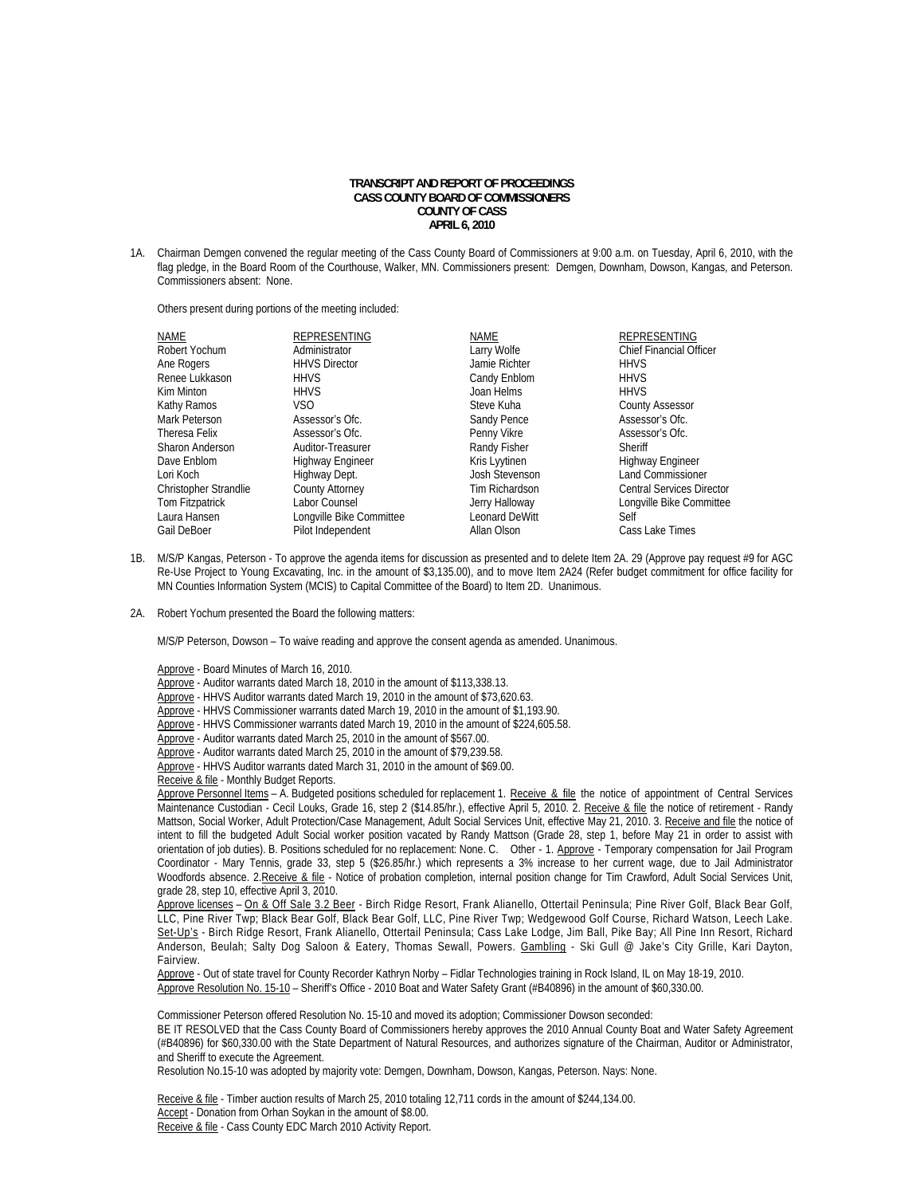**TRANSCRIPT AND REPORT OF PROCEEDINGS**
**CASS COUNTY BOARD OF COMMISSIONERS**
**COUNTY OF CASS**
**APRIL 6, 2010**

1A. Chairman Demgen convened the regular meeting of the Cass County Board of Commissioners at 9:00 a.m. on Tuesday, April 6, 2010, with the flag pledge, in the Board Room of the Courthouse, Walker, MN. Commissioners present: Demgen, Downham, Dowson, Kangas, and Peterson. Commissioners absent: None.

Others present during portions of the meeting included:

| NAME | REPRESENTING | NAME | REPRESENTING |
|---|---|---|---|
| Robert Yochum | Administrator | Larry Wolfe | Chief Financial Officer |
| Ane Rogers | HHVS Director | Jamie Richter | HHVS |
| Renee Lukkason | HHVS | Candy Enblom | HHVS |
| Kim Minton | HHVS | Joan Helms | HHVS |
| Kathy Ramos | VSO | Steve Kuha | County Assessor |
| Mark Peterson | Assessor's Ofc. | Sandy Pence | Assessor's Ofc. |
| Theresa Felix | Assessor's Ofc. | Penny Vikre | Assessor's Ofc. |
| Sharon Anderson | Auditor-Treasurer | Randy Fisher | Sheriff |
| Dave Enblom | Highway Engineer | Kris Lyytinen | Highway Engineer |
| Lori Koch | Highway Dept. | Josh Stevenson | Land Commissioner |
| Christopher Strandlie | County Attorney | Tim Richardson | Central Services Director |
| Tom Fitzpatrick | Labor Counsel | Jerry Halloway | Longville Bike Committee |
| Laura Hansen | Longville Bike Committee | Leonard DeWitt | Self |
| Gail DeBoer | Pilot Independent | Allan Olson | Cass Lake Times |

1B. M/S/P Kangas, Peterson - To approve the agenda items for discussion as presented and to delete Item 2A. 29 (Approve pay request #9 for AGC Re-Use Project to Young Excavating, Inc. in the amount of $3,135.00), and to move Item 2A24 (Refer budget commitment for office facility for MN Counties Information System (MCIS) to Capital Committee of the Board) to Item 2D. Unanimous.

2A. Robert Yochum presented the Board the following matters:

M/S/P Peterson, Dowson – To waive reading and approve the consent agenda as amended. Unanimous.

Approve - Board Minutes of March 16, 2010.
Approve - Auditor warrants dated March 18, 2010 in the amount of $113,338.13.
Approve - HHVS Auditor warrants dated March 19, 2010 in the amount of $73,620.63.
Approve - HHVS Commissioner warrants dated March 19, 2010 in the amount of $1,193.90.
Approve - HHVS Commissioner warrants dated March 19, 2010 in the amount of $224,605.58.
Approve - Auditor warrants dated March 25, 2010 in the amount of $567.00.
Approve - Auditor warrants dated March 25, 2010 in the amount of $79,239.58.
Approve - HHVS Auditor warrants dated March 31, 2010 in the amount of $69.00.
Receive & file - Monthly Budget Reports.
Approve Personnel Items – A. Budgeted positions scheduled for replacement 1. Receive & file the notice of appointment of Central Services Maintenance Custodian - Cecil Louks, Grade 16, step 2 ($14.85/hr.), effective April 5, 2010. 2. Receive & file the notice of retirement - Randy Mattson, Social Worker, Adult Protection/Case Management, Adult Social Services Unit, effective May 21, 2010. 3. Receive and file the notice of intent to fill the budgeted Adult Social worker position vacated by Randy Mattson (Grade 28, step 1, before May 21 in order to assist with orientation of job duties). B. Positions scheduled for no replacement: None. C. Other - 1. Approve - Temporary compensation for Jail Program Coordinator - Mary Tennis, grade 33, step 5 ($26.85/hr.) which represents a 3% increase to her current wage, due to Jail Administrator Woodfords absence. 2.Receive & file - Notice of probation completion, internal position change for Tim Crawford, Adult Social Services Unit, grade 28, step 10, effective April 3, 2010.
Approve licenses – On & Off Sale 3.2 Beer - Birch Ridge Resort, Frank Alianello, Ottertail Peninsula; Pine River Golf, Black Bear Golf, LLC, Pine River Twp; Black Bear Golf, Black Bear Golf, LLC, Pine River Twp; Wedgewood Golf Course, Richard Watson, Leech Lake. Set-Up's - Birch Ridge Resort, Frank Alianello, Ottertail Peninsula; Cass Lake Lodge, Jim Ball, Pike Bay; All Pine Inn Resort, Richard Anderson, Beulah; Salty Dog Saloon & Eatery, Thomas Sewall, Powers. Gambling - Ski Gull @ Jake's City Grille, Kari Dayton, Fairview.
Approve - Out of state travel for County Recorder Kathryn Norby – Fidlar Technologies training in Rock Island, IL on May 18-19, 2010.
Approve Resolution No. 15-10 – Sheriff's Office - 2010 Boat and Water Safety Grant (#B40896) in the amount of $60,330.00.

Commissioner Peterson offered Resolution No. 15-10 and moved its adoption; Commissioner Dowson seconded:
BE IT RESOLVED that the Cass County Board of Commissioners hereby approves the 2010 Annual County Boat and Water Safety Agreement (#B40896) for $60,330.00 with the State Department of Natural Resources, and authorizes signature of the Chairman, Auditor or Administrator, and Sheriff to execute the Agreement.
Resolution No.15-10 was adopted by majority vote: Demgen, Downham, Dowson, Kangas, Peterson. Nays: None.

Receive & file - Timber auction results of March 25, 2010 totaling 12,711 cords in the amount of $244,134.00.
Accept - Donation from Orhan Soykan in the amount of $8.00.
Receive & file - Cass County EDC March 2010 Activity Report.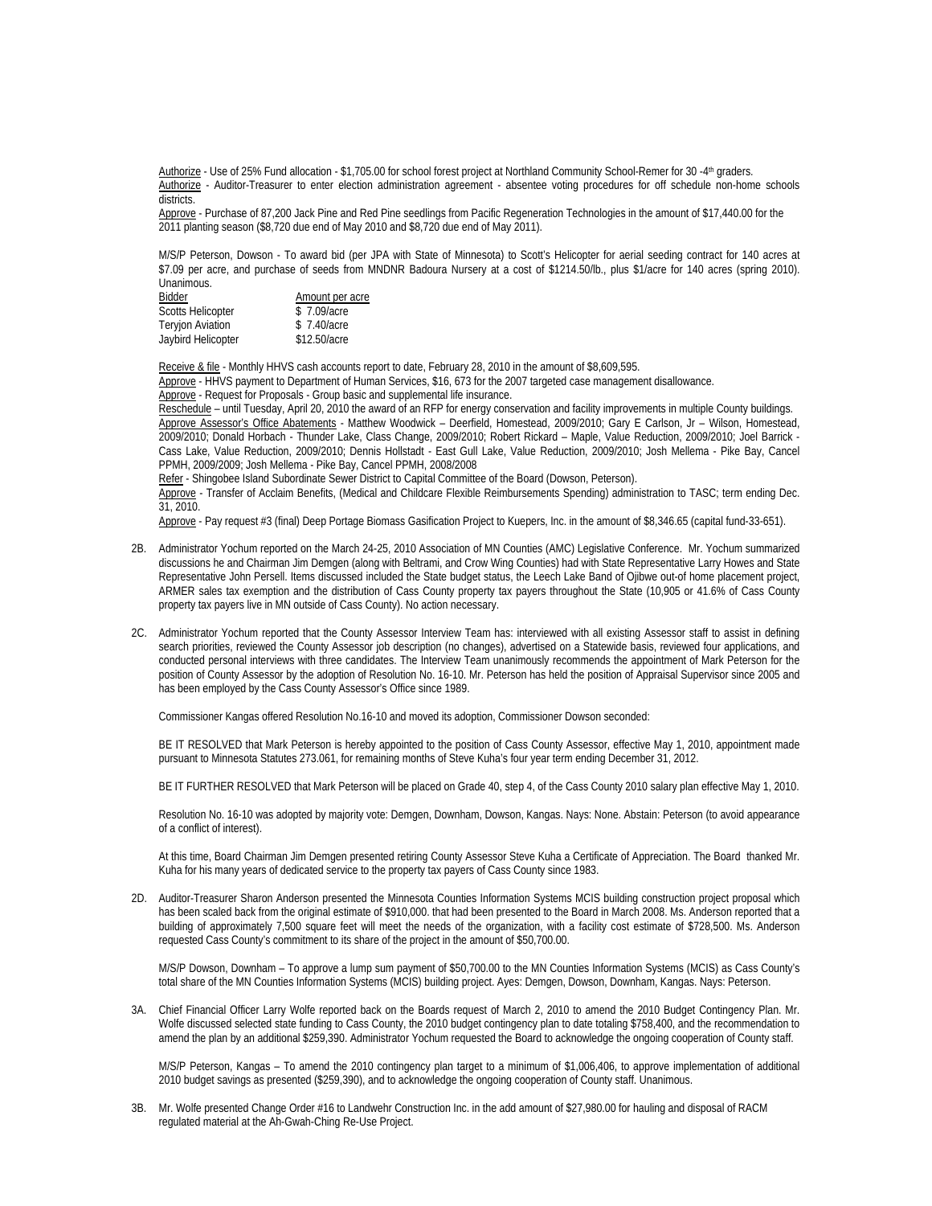Authorize - Use of 25% Fund allocation - $1,705.00 for school forest project at Northland Community School-Remer for 30 -4th graders.

Authorize - Auditor-Treasurer to enter election administration agreement - absentee voting procedures for off schedule non-home schools districts.

Approve - Purchase of 87,200 Jack Pine and Red Pine seedlings from Pacific Regeneration Technologies in the amount of $17,440.00 for the 2011 planting season ($8,720 due end of May 2010 and $8,720 due end of May 2011).

M/S/P Peterson, Dowson - To award bid (per JPA with State of Minnesota) to Scott's Helicopter for aerial seeding contract for 140 acres at $7.09 per acre, and purchase of seeds from MNDNR Badoura Nursery at a cost of $1214.50/lb., plus $1/acre for 140 acres (spring 2010). Unanimous.

| Bidder | Amount per acre |
|---|---|
| Scotts Helicopter | $ 7.09/acre |
| Teryjon Aviation | $ 7.40/acre |
| Jaybird Helicopter | $12.50/acre |

Receive & file - Monthly HHVS cash accounts report to date, February 28, 2010 in the amount of $8,609,595.

Approve - HHVS payment to Department of Human Services, $16, 673 for the 2007 targeted case management disallowance.

Approve - Request for Proposals - Group basic and supplemental life insurance.

Reschedule – until Tuesday, April 20, 2010 the award of an RFP for energy conservation and facility improvements in multiple County buildings.

Approve Assessor's Office Abatements - Matthew Woodwick – Deerfield, Homestead, 2009/2010; Gary E Carlson, Jr – Wilson, Homestead, 2009/2010; Donald Horbach - Thunder Lake, Class Change, 2009/2010; Robert Rickard – Maple, Value Reduction, 2009/2010; Joel Barrick - Cass Lake, Value Reduction, 2009/2010; Dennis Hollstadt - East Gull Lake, Value Reduction, 2009/2010; Josh Mellema - Pike Bay, Cancel PPMH, 2009/2009; Josh Mellema - Pike Bay, Cancel PPMH, 2008/2008

Refer - Shingobee Island Subordinate Sewer District to Capital Committee of the Board (Dowson, Peterson).

Approve - Transfer of Acclaim Benefits, (Medical and Childcare Flexible Reimbursements Spending) administration to TASC; term ending Dec. 31, 2010.

Approve - Pay request #3 (final) Deep Portage Biomass Gasification Project to Kuepers, Inc. in the amount of $8,346.65 (capital fund-33-651).

2B. Administrator Yochum reported on the March 24-25, 2010 Association of MN Counties (AMC) Legislative Conference. Mr. Yochum summarized discussions he and Chairman Jim Demgen (along with Beltrami, and Crow Wing Counties) had with State Representative Larry Howes and State Representative John Persell. Items discussed included the State budget status, the Leech Lake Band of Ojibwe out-of home placement project, ARMER sales tax exemption and the distribution of Cass County property tax payers throughout the State (10,905 or 41.6% of Cass County property tax payers live in MN outside of Cass County). No action necessary.

2C. Administrator Yochum reported that the County Assessor Interview Team has: interviewed with all existing Assessor staff to assist in defining search priorities, reviewed the County Assessor job description (no changes), advertised on a Statewide basis, reviewed four applications, and conducted personal interviews with three candidates. The Interview Team unanimously recommends the appointment of Mark Peterson for the position of County Assessor by the adoption of Resolution No. 16-10. Mr. Peterson has held the position of Appraisal Supervisor since 2005 and has been employed by the Cass County Assessor's Office since 1989.

Commissioner Kangas offered Resolution No.16-10 and moved its adoption, Commissioner Dowson seconded:

BE IT RESOLVED that Mark Peterson is hereby appointed to the position of Cass County Assessor, effective May 1, 2010, appointment made pursuant to Minnesota Statutes 273.061, for remaining months of Steve Kuha's four year term ending December 31, 2012.

BE IT FURTHER RESOLVED that Mark Peterson will be placed on Grade 40, step 4, of the Cass County 2010 salary plan effective May 1, 2010.

Resolution No. 16-10 was adopted by majority vote: Demgen, Downham, Dowson, Kangas. Nays: None. Abstain: Peterson (to avoid appearance of a conflict of interest).

At this time, Board Chairman Jim Demgen presented retiring County Assessor Steve Kuha a Certificate of Appreciation. The Board thanked Mr. Kuha for his many years of dedicated service to the property tax payers of Cass County since 1983.

2D. Auditor-Treasurer Sharon Anderson presented the Minnesota Counties Information Systems MCIS building construction project proposal which has been scaled back from the original estimate of $910,000. that had been presented to the Board in March 2008. Ms. Anderson reported that a building of approximately 7,500 square feet will meet the needs of the organization, with a facility cost estimate of $728,500. Ms. Anderson requested Cass County's commitment to its share of the project in the amount of $50,700.00.

M/S/P Dowson, Downham – To approve a lump sum payment of $50,700.00 to the MN Counties Information Systems (MCIS) as Cass County's total share of the MN Counties Information Systems (MCIS) building project. Ayes: Demgen, Dowson, Downham, Kangas. Nays: Peterson.

3A. Chief Financial Officer Larry Wolfe reported back on the Boards request of March 2, 2010 to amend the 2010 Budget Contingency Plan. Mr. Wolfe discussed selected state funding to Cass County, the 2010 budget contingency plan to date totaling $758,400, and the recommendation to amend the plan by an additional $259,390. Administrator Yochum requested the Board to acknowledge the ongoing cooperation of County staff.

M/S/P Peterson, Kangas – To amend the 2010 contingency plan target to a minimum of $1,006,406, to approve implementation of additional 2010 budget savings as presented ($259,390), and to acknowledge the ongoing cooperation of County staff. Unanimous.

3B. Mr. Wolfe presented Change Order #16 to Landwehr Construction Inc. in the add amount of $27,980.00 for hauling and disposal of RACM regulated material at the Ah-Gwah-Ching Re-Use Project.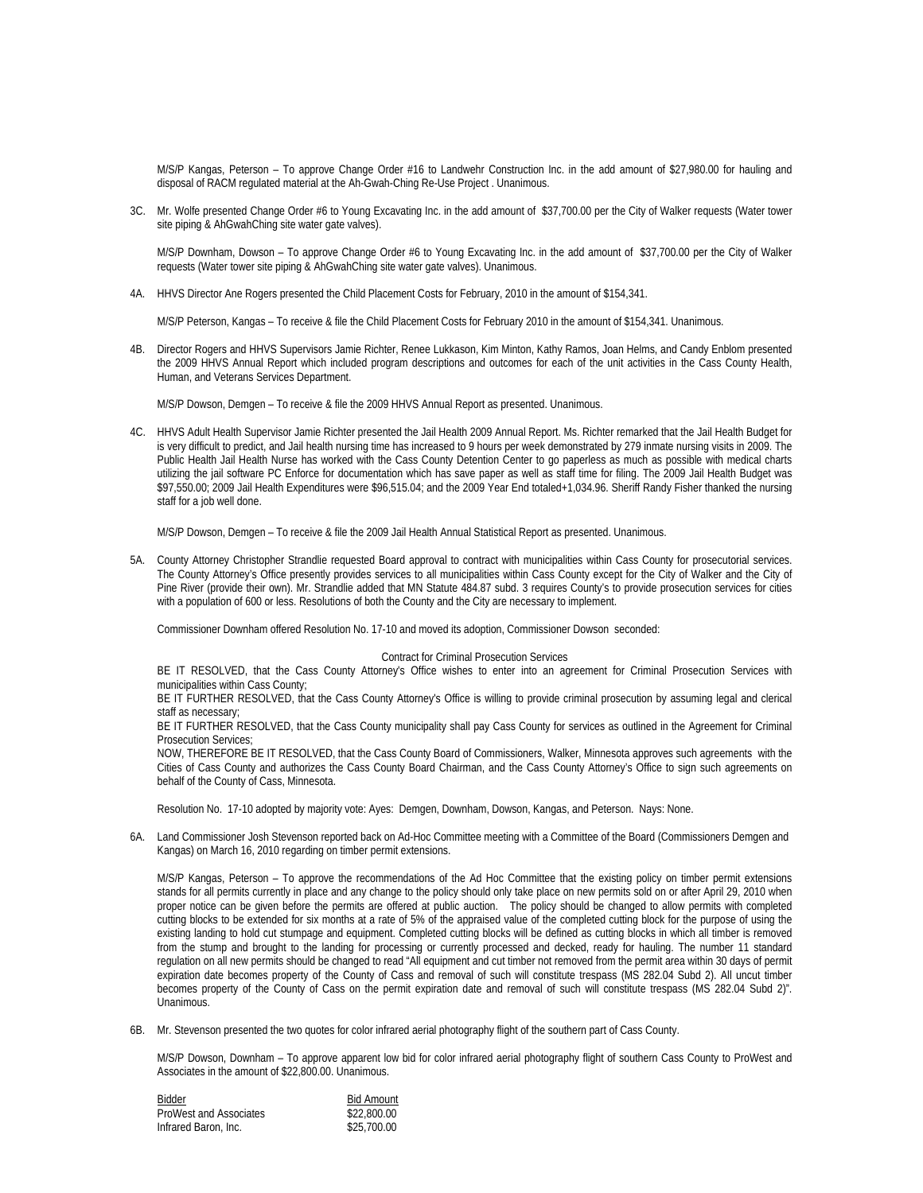M/S/P Kangas, Peterson – To approve Change Order #16 to Landwehr Construction Inc. in the add amount of $27,980.00 for hauling and disposal of RACM regulated material at the Ah-Gwah-Ching Re-Use Project . Unanimous.

3C. Mr. Wolfe presented Change Order #6 to Young Excavating Inc. in the add amount of $37,700.00 per the City of Walker requests (Water tower site piping & AhGwahChing site water gate valves).

M/S/P Downham, Dowson – To approve Change Order #6 to Young Excavating Inc. in the add amount of $37,700.00 per the City of Walker requests (Water tower site piping & AhGwahChing site water gate valves). Unanimous.

4A. HHVS Director Ane Rogers presented the Child Placement Costs for February, 2010 in the amount of $154,341.

M/S/P Peterson, Kangas – To receive & file the Child Placement Costs for February 2010 in the amount of $154,341. Unanimous.

4B. Director Rogers and HHVS Supervisors Jamie Richter, Renee Lukkason, Kim Minton, Kathy Ramos, Joan Helms, and Candy Enblom presented the 2009 HHVS Annual Report which included program descriptions and outcomes for each of the unit activities in the Cass County Health, Human, and Veterans Services Department.

M/S/P Dowson, Demgen – To receive & file the 2009 HHVS Annual Report as presented. Unanimous.

4C. HHVS Adult Health Supervisor Jamie Richter presented the Jail Health 2009 Annual Report. Ms. Richter remarked that the Jail Health Budget for is very difficult to predict, and Jail health nursing time has increased to 9 hours per week demonstrated by 279 inmate nursing visits in 2009. The Public Health Jail Health Nurse has worked with the Cass County Detention Center to go paperless as much as possible with medical charts utilizing the jail software PC Enforce for documentation which has save paper as well as staff time for filing. The 2009 Jail Health Budget was $97,550.00; 2009 Jail Health Expenditures were $96,515.04; and the 2009 Year End totaled+1,034.96. Sheriff Randy Fisher thanked the nursing staff for a job well done.

M/S/P Dowson, Demgen – To receive & file the 2009 Jail Health Annual Statistical Report as presented. Unanimous.

5A. County Attorney Christopher Strandlie requested Board approval to contract with municipalities within Cass County for prosecutorial services. The County Attorney's Office presently provides services to all municipalities within Cass County except for the City of Walker and the City of Pine River (provide their own). Mr. Strandlie added that MN Statute 484.87 subd. 3 requires County's to provide prosecution services for cities with a population of 600 or less. Resolutions of both the County and the City are necessary to implement.

Commissioner Downham offered Resolution No. 17-10 and moved its adoption, Commissioner Dowson seconded:

Contract for Criminal Prosecution Services

BE IT RESOLVED, that the Cass County Attorney's Office wishes to enter into an agreement for Criminal Prosecution Services with municipalities within Cass County;

BE IT FURTHER RESOLVED, that the Cass County Attorney's Office is willing to provide criminal prosecution by assuming legal and clerical staff as necessary;

BE IT FURTHER RESOLVED, that the Cass County municipality shall pay Cass County for services as outlined in the Agreement for Criminal Prosecution Services;

NOW, THEREFORE BE IT RESOLVED, that the Cass County Board of Commissioners, Walker, Minnesota approves such agreements with the Cities of Cass County and authorizes the Cass County Board Chairman, and the Cass County Attorney's Office to sign such agreements on behalf of the County of Cass, Minnesota.

Resolution No. 17-10 adopted by majority vote: Ayes: Demgen, Downham, Dowson, Kangas, and Peterson. Nays: None.

6A. Land Commissioner Josh Stevenson reported back on Ad-Hoc Committee meeting with a Committee of the Board (Commissioners Demgen and Kangas) on March 16, 2010 regarding on timber permit extensions.

M/S/P Kangas, Peterson – To approve the recommendations of the Ad Hoc Committee that the existing policy on timber permit extensions stands for all permits currently in place and any change to the policy should only take place on new permits sold on or after April 29, 2010 when proper notice can be given before the permits are offered at public auction. The policy should be changed to allow permits with completed cutting blocks to be extended for six months at a rate of 5% of the appraised value of the completed cutting block for the purpose of using the existing landing to hold cut stumpage and equipment. Completed cutting blocks will be defined as cutting blocks in which all timber is removed from the stump and brought to the landing for processing or currently processed and decked, ready for hauling. The number 11 standard regulation on all new permits should be changed to read "All equipment and cut timber not removed from the permit area within 30 days of permit expiration date becomes property of the County of Cass and removal of such will constitute trespass (MS 282.04 Subd 2). All uncut timber becomes property of the County of Cass on the permit expiration date and removal of such will constitute trespass (MS 282.04 Subd 2)". Unanimous.

6B. Mr. Stevenson presented the two quotes for color infrared aerial photography flight of the southern part of Cass County.

M/S/P Dowson, Downham – To approve apparent low bid for color infrared aerial photography flight of southern Cass County to ProWest and Associates in the amount of $22,800.00. Unanimous.

| Bidder | Bid Amount |
|---|---|
| ProWest and Associates | $22,800.00 |
| Infrared Baron, Inc. | $25,700.00 |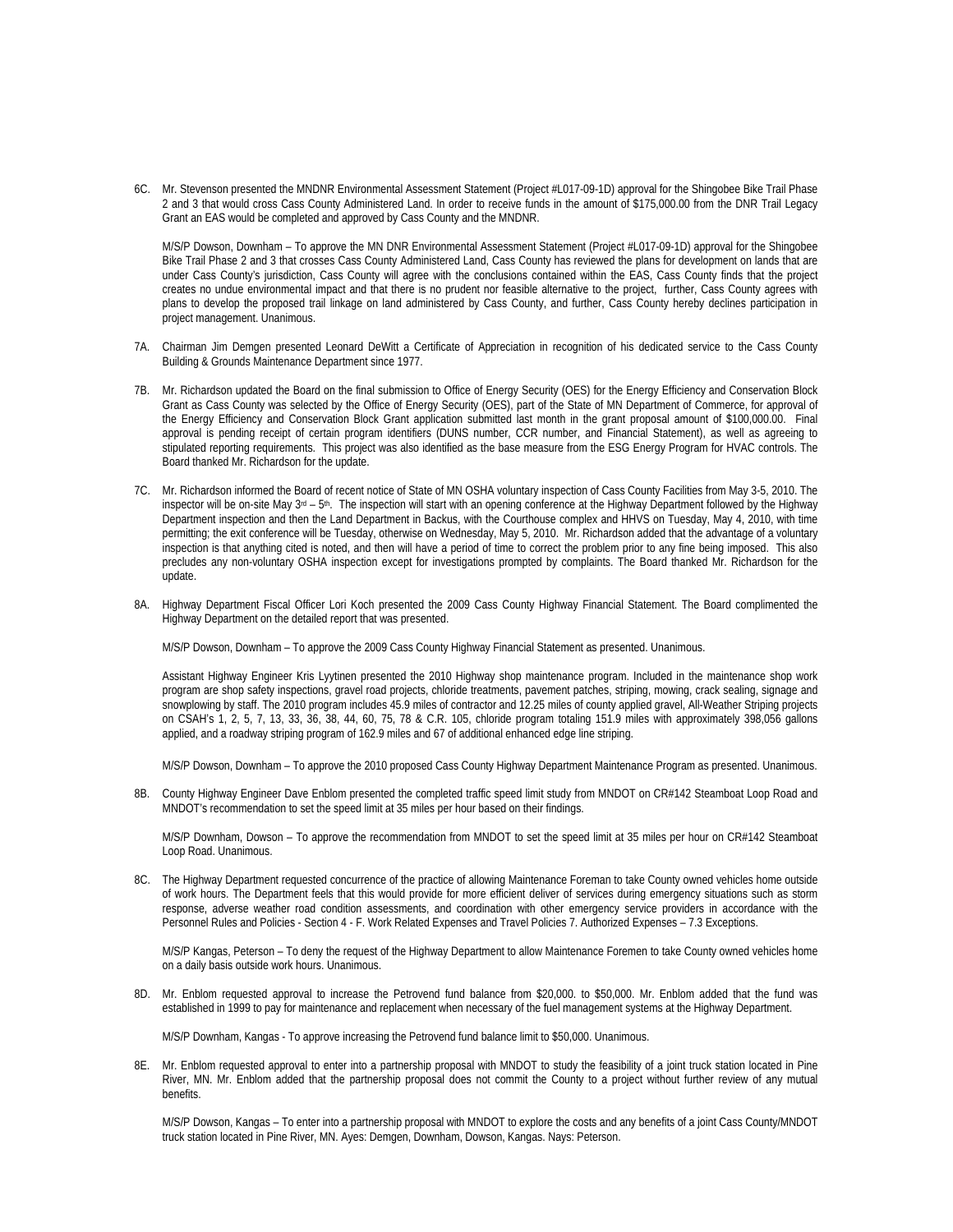6C. Mr. Stevenson presented the MNDNR Environmental Assessment Statement (Project #L017-09-1D) approval for the Shingobee Bike Trail Phase 2 and 3 that would cross Cass County Administered Land. In order to receive funds in the amount of $175,000.00 from the DNR Trail Legacy Grant an EAS would be completed and approved by Cass County and the MNDNR.

M/S/P Dowson, Downham – To approve the MN DNR Environmental Assessment Statement (Project #L017-09-1D) approval for the Shingobee Bike Trail Phase 2 and 3 that crosses Cass County Administered Land, Cass County has reviewed the plans for development on lands that are under Cass County's jurisdiction, Cass County will agree with the conclusions contained within the EAS, Cass County finds that the project creates no undue environmental impact and that there is no prudent nor feasible alternative to the project, further, Cass County agrees with plans to develop the proposed trail linkage on land administered by Cass County, and further, Cass County hereby declines participation in project management. Unanimous.

7A. Chairman Jim Demgen presented Leonard DeWitt a Certificate of Appreciation in recognition of his dedicated service to the Cass County Building & Grounds Maintenance Department since 1977.

7B. Mr. Richardson updated the Board on the final submission to Office of Energy Security (OES) for the Energy Efficiency and Conservation Block Grant as Cass County was selected by the Office of Energy Security (OES), part of the State of MN Department of Commerce, for approval of the Energy Efficiency and Conservation Block Grant application submitted last month in the grant proposal amount of $100,000.00. Final approval is pending receipt of certain program identifiers (DUNS number, CCR number, and Financial Statement), as well as agreeing to stipulated reporting requirements. This project was also identified as the base measure from the ESG Energy Program for HVAC controls. The Board thanked Mr. Richardson for the update.

7C. Mr. Richardson informed the Board of recent notice of State of MN OSHA voluntary inspection of Cass County Facilities from May 3-5, 2010. The inspector will be on-site May 3rd – 5th. The inspection will start with an opening conference at the Highway Department followed by the Highway Department inspection and then the Land Department in Backus, with the Courthouse complex and HHVS on Tuesday, May 4, 2010, with time permitting; the exit conference will be Tuesday, otherwise on Wednesday, May 5, 2010. Mr. Richardson added that the advantage of a voluntary inspection is that anything cited is noted, and then will have a period of time to correct the problem prior to any fine being imposed. This also precludes any non-voluntary OSHA inspection except for investigations prompted by complaints. The Board thanked Mr. Richardson for the update.

8A. Highway Department Fiscal Officer Lori Koch presented the 2009 Cass County Highway Financial Statement. The Board complimented the Highway Department on the detailed report that was presented.

M/S/P Dowson, Downham – To approve the 2009 Cass County Highway Financial Statement as presented. Unanimous.

Assistant Highway Engineer Kris Lyytinen presented the 2010 Highway shop maintenance program. Included in the maintenance shop work program are shop safety inspections, gravel road projects, chloride treatments, pavement patches, striping, mowing, crack sealing, signage and snowplowing by staff. The 2010 program includes 45.9 miles of contractor and 12.25 miles of county applied gravel, All-Weather Striping projects on CSAH's 1, 2, 5, 7, 13, 33, 36, 38, 44, 60, 75, 78 & C.R. 105, chloride program totaling 151.9 miles with approximately 398,056 gallons applied, and a roadway striping program of 162.9 miles and 67 of additional enhanced edge line striping.

M/S/P Dowson, Downham – To approve the 2010 proposed Cass County Highway Department Maintenance Program as presented. Unanimous.

8B. County Highway Engineer Dave Enblom presented the completed traffic speed limit study from MNDOT on CR#142 Steamboat Loop Road and MNDOT's recommendation to set the speed limit at 35 miles per hour based on their findings.

M/S/P Downham, Dowson – To approve the recommendation from MNDOT to set the speed limit at 35 miles per hour on CR#142 Steamboat Loop Road. Unanimous.

8C. The Highway Department requested concurrence of the practice of allowing Maintenance Foreman to take County owned vehicles home outside of work hours. The Department feels that this would provide for more efficient deliver of services during emergency situations such as storm response, adverse weather road condition assessments, and coordination with other emergency service providers in accordance with the Personnel Rules and Policies - Section 4 - F. Work Related Expenses and Travel Policies 7. Authorized Expenses – 7.3 Exceptions.

M/S/P Kangas, Peterson – To deny the request of the Highway Department to allow Maintenance Foremen to take County owned vehicles home on a daily basis outside work hours. Unanimous.

8D. Mr. Enblom requested approval to increase the Petrovend fund balance from $20,000. to $50,000. Mr. Enblom added that the fund was established in 1999 to pay for maintenance and replacement when necessary of the fuel management systems at the Highway Department.

M/S/P Downham, Kangas - To approve increasing the Petrovend fund balance limit to $50,000. Unanimous.

8E. Mr. Enblom requested approval to enter into a partnership proposal with MNDOT to study the feasibility of a joint truck station located in Pine River, MN. Mr. Enblom added that the partnership proposal does not commit the County to a project without further review of any mutual benefits.

M/S/P Dowson, Kangas – To enter into a partnership proposal with MNDOT to explore the costs and any benefits of a joint Cass County/MNDOT truck station located in Pine River, MN. Ayes: Demgen, Downham, Dowson, Kangas. Nays: Peterson.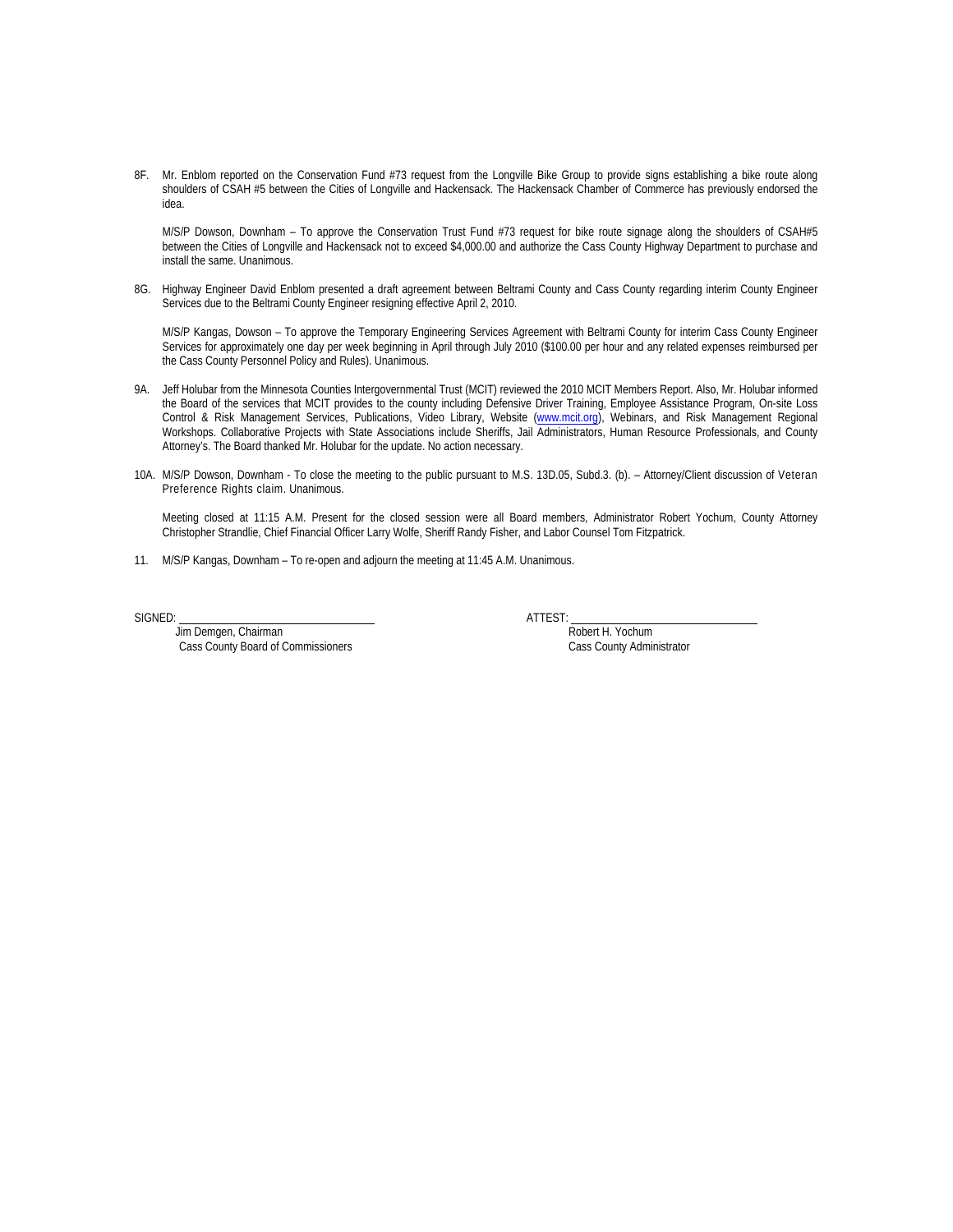8F. Mr. Enblom reported on the Conservation Fund #73 request from the Longville Bike Group to provide signs establishing a bike route along shoulders of CSAH #5 between the Cities of Longville and Hackensack. The Hackensack Chamber of Commerce has previously endorsed the idea.

M/S/P Dowson, Downham – To approve the Conservation Trust Fund #73 request for bike route signage along the shoulders of CSAH#5 between the Cities of Longville and Hackensack not to exceed $4,000.00 and authorize the Cass County Highway Department to purchase and install the same. Unanimous.

8G. Highway Engineer David Enblom presented a draft agreement between Beltrami County and Cass County regarding interim County Engineer Services due to the Beltrami County Engineer resigning effective April 2, 2010.

M/S/P Kangas, Dowson – To approve the Temporary Engineering Services Agreement with Beltrami County for interim Cass County Engineer Services for approximately one day per week beginning in April through July 2010 ($100.00 per hour and any related expenses reimbursed per the Cass County Personnel Policy and Rules). Unanimous.

9A. Jeff Holubar from the Minnesota Counties Intergovernmental Trust (MCIT) reviewed the 2010 MCIT Members Report. Also, Mr. Holubar informed the Board of the services that MCIT provides to the county including Defensive Driver Training, Employee Assistance Program, On-site Loss Control & Risk Management Services, Publications, Video Library, Website (www.mcit.org), Webinars, and Risk Management Regional Workshops. Collaborative Projects with State Associations include Sheriffs, Jail Administrators, Human Resource Professionals, and County Attorney's. The Board thanked Mr. Holubar for the update. No action necessary.

10A. M/S/P Dowson, Downham - To close the meeting to the public pursuant to M.S. 13D.05, Subd.3. (b). – Attorney/Client discussion of Veteran Preference Rights claim. Unanimous.

Meeting closed at 11:15 A.M. Present for the closed session were all Board members, Administrator Robert Yochum, County Attorney Christopher Strandlie, Chief Financial Officer Larry Wolfe, Sheriff Randy Fisher, and Labor Counsel Tom Fitzpatrick.

11. M/S/P Kangas, Downham – To re-open and adjourn the meeting at 11:45 A.M. Unanimous.

SIGNED: ______________________________
Jim Demgen, Chairman
Cass County Board of Commissioners

ATTEST: ______________________________
Robert H. Yochum
Cass County Administrator